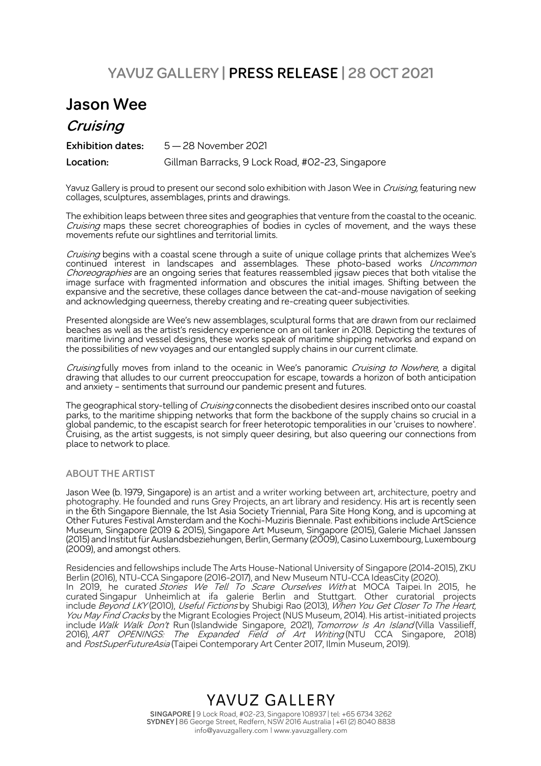YAVUZ GALLERY | **PRESS RELEASE** | 28 OCT 2021

# Jason Wee

## *Cruising*

**Exhibition dates:** 5 — 28 November 2021

**Location:** Gillman Barracks, 9 Lock Road, #02-23, Singapore

Yavuz Gallery is proud to present our second solo exhibition with Jason Wee in *Cruising,* featuring new collages, sculptures, assemblages, prints and drawings.

The exhibition leaps between three sites and geographies that venture from the coastal to the oceanic. *Cruising* maps these secret choreographies of bodies in cycles of movement, and the ways these movements refute our sightlines and territorial limits.

*Cruising* begins with a coastal scene through a suite of unique collage prints that alchemizes Wee's continued interest in landscapes and assemblages. These photo-based works *Uncommon Choreographies* are an ongoing series that features reassembled jigsaw pieces that both vitalise the image surface with fragmented information and obscures the initial images. Shifting between the expansive and the secretive, these collages dance between the cat-and-mouse navigation of seeking and acknowledging queerness, thereby creating and re-creating queer subjectivities.

Presented alongside are Wee's new assemblages, sculptural forms that are drawn from our reclaimed beaches as well as the artist's residency experience on an oil tanker in 2018. Depicting the textures of maritime living and vessel designs, these works speak of maritime shipping networks and expand on the possibilities of new voyages and our entangled supply chains in our current climate.

*Cruising* fully moves from inland to the oceanic in Wee's panoramic *Cruising to Nowhere*, a digital drawing that alludes to our current preoccupation for escape, towards a horizon of both anticipation and anxiety – sentiments that surround our pandemic present and futures.

The geographical story-telling of *Cruising* connects the disobedient desires inscribed onto our coastal parks, to the maritime shipping networks that form the backbone of the supply chains so crucial in a global pandemic, to the escapist search for freer heterotopic temporalities in our 'cruises to nowhere'. Cruising, as the artist suggests, is not simply queer desiring, but also queering our connections from place to network to place.

### ABOUT THE ARTIST

Jason Wee (b. 1979, Singapore) is an artist and a writer working between art, architecture, poetry and photography. He founded and runs Grey Projects, an art library and residency. His art is recently seen in the 6th Singapore Biennale, the 1st Asia Society Triennial, Para Site Hong Kong, and is upcoming at Other Futures Festival Amsterdam and the Kochi-Muziris Biennale. Past exhibitions include ArtScience Museum, Singapore (2019 & 2015), Singapore Art Museum, Singapore (2015), Galerie Michael Janssen (2015) and Institut für Auslandsbeziehungen, Berlin, Germany (2009), Casino Luxembourg, Luxembourg (2009), and amongst others.

Residencies and fellowships include The Arts House-National University of Singapore (2014-2015), ZKU Berlin (2016), NTU-CCA Singapore (2016-2017), and New Museum NTU-CCA IdeasCity (2020).
In 2019, he curated *Stories We Tell To Scare Ourselves With* at MOCA Taipei. In 2015, he curated Singapur Unheimlich at ifa galerie Berlin and Stuttgart. Other curatorial projects include *Beyond LKY* (2010), *Useful Fictions* by Shubigi Rao (2013), *When You Get Closer To The Heart, You May Find Cracks* by the Migrant Ecologies Project (NUS Museum, 2014). His artist-initiated projects include *Walk Walk Don't* Run (Islandwide Singapore, 2021), *Tomorrow Is An Island* (Villa Vassilieff, 2016), *ART OPENINGS: The Expanded Field of Art Writing* (NTU CCA Singapore, 2018) and *PostSuperFutureAsia* (Taipei Contemporary Art Center 2017, Ilmin Museum, 2019).

YAVUZ GALLERY

**SINGAPORE** | 9 Lock Road, #02-23, Singapore 108937 | tel: +65 6734 3262
**SYDNEY** | 86 George Street, Redfern, NSW 2016 Australia | +61 (2) 8040 8838
info@yavuzgallery.com | www.yavuzgallery.com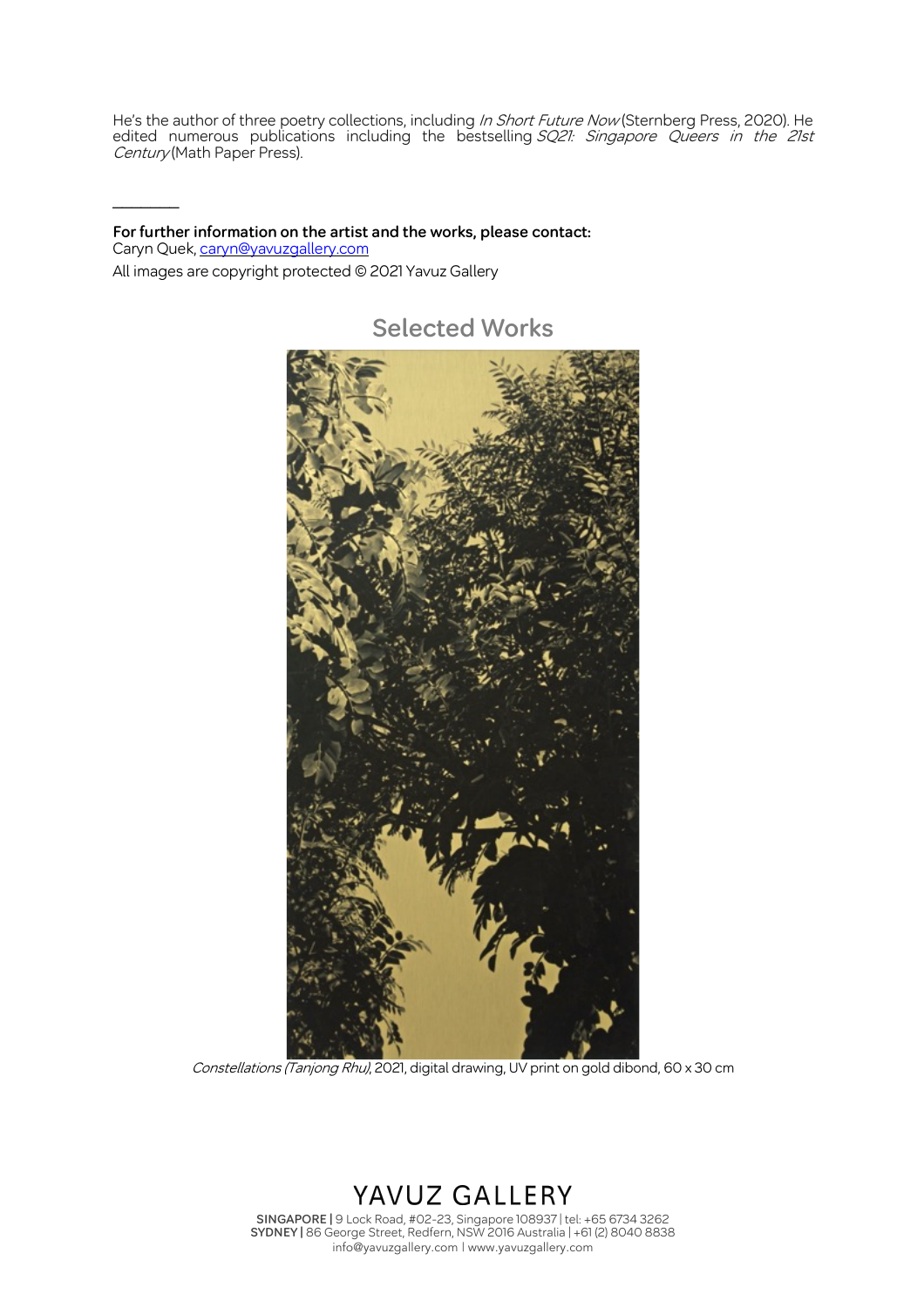He's the author of three poetry collections, including *In Short Future Now* (Sternberg Press, 2020). He edited numerous publications including the bestselling *SQ21: Singapore Queers in the 21st Century* (Math Paper Press).

---

**For further information on the artist and the works, please contact:**
Caryn Quek, caryn@yavuzgallery.com

All images are copyright protected © 2021 Yavuz Gallery

## Selected Works

*Constellations (Tanjong Rhu)*, 2021, digital drawing, UV print on gold dibond, 60 x 30 cm

YAVUZ GALLERY

**SINGAPORE |** 9 Lock Road, #02-23, Singapore 108937 | tel: +65 6734 3262
**SYDNEY |** 86 George Street, Redfern, NSW 2016 Australia | +61 (2) 8040 8838
info@yavuzgallery.com | www.yavuzgallery.com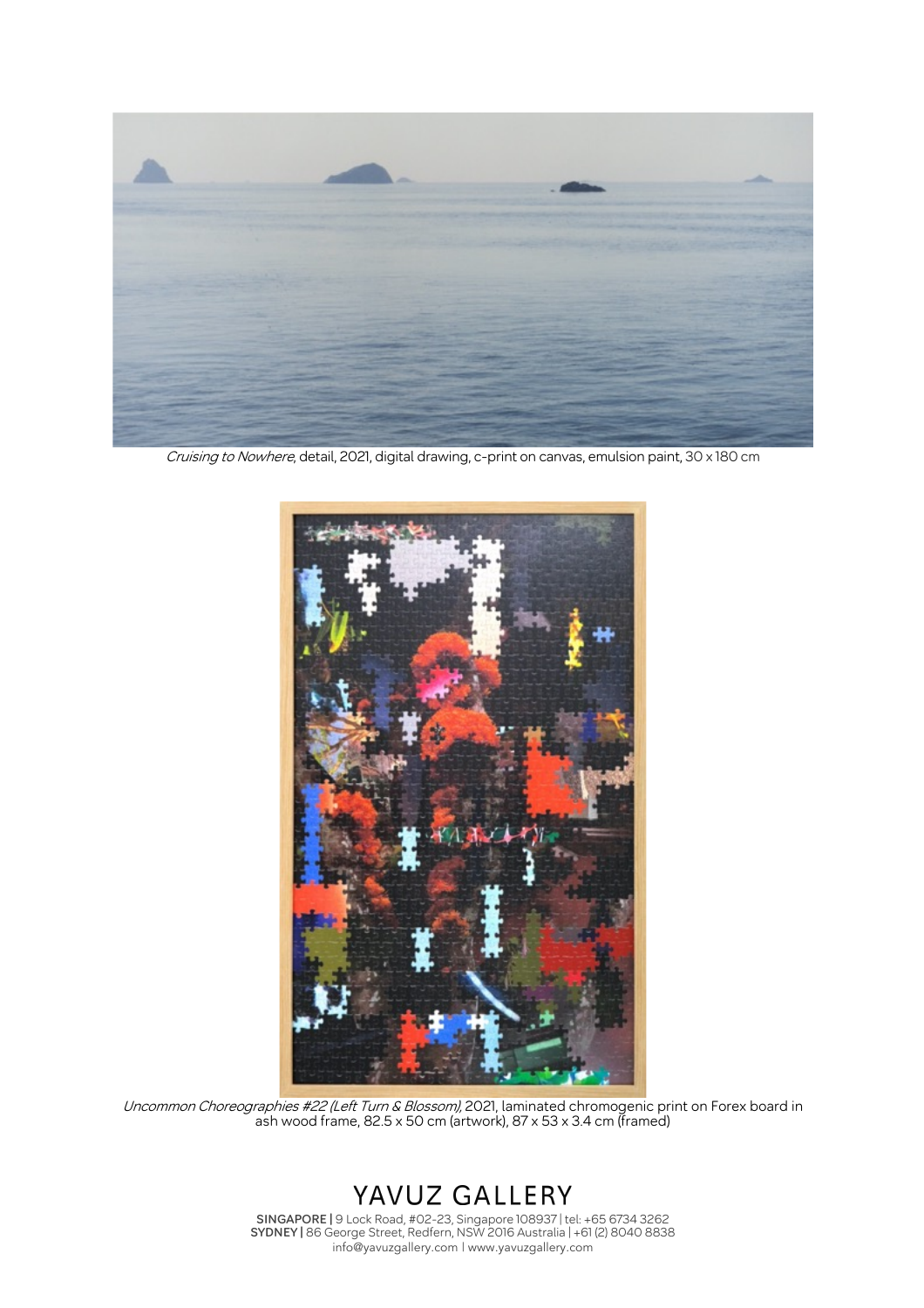*Cruising to Nowhere*, detail, 2021, digital drawing, c-print on canvas, emulsion paint, 30 x 180 cm

*Uncommon Choreographies #22 (Left Turn & Blossom)*, 2021, laminated chromogenic print on Forex board in ash wood frame, 82.5 x 50 cm (artwork), 87 x 53 x 3.4 cm (framed)

YAVUZ GALLERY

**SINGAPORE |** 9 Lock Road, #02-23, Singapore 108937 | tel: +65 6734 3262
**SYDNEY |** 86 George Street, Redfern, NSW 2016 Australia | +61 (2) 8040 8838
info@yavuzgallery.com | www.yavuzgallery.com